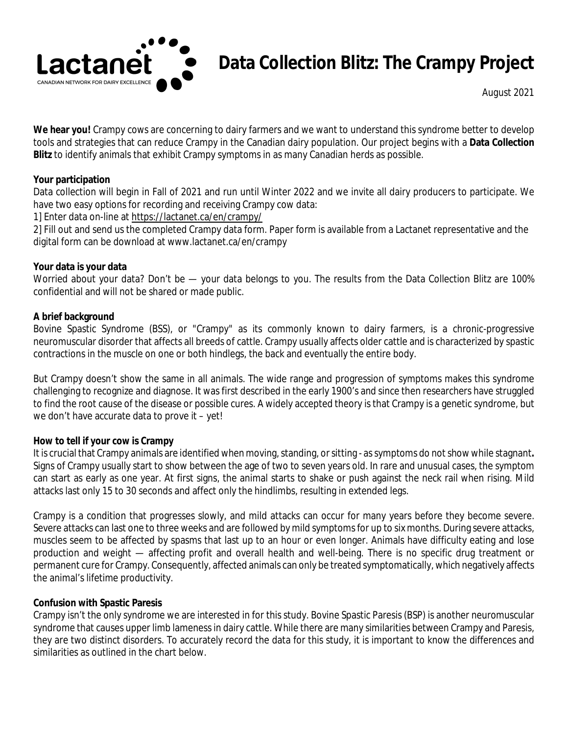Lactanet
CANADIAN NETWORK FOR DAIRY EXCELLENCE

# Data Collection Blitz: The Crampy Project

August 2021

**We hear you!** Crampy cows are concerning to dairy farmers and we want to understand this syndrome better to develop tools and strategies that can reduce Crampy in the Canadian dairy population. Our project begins with a **Data Collection Blitz** to identify animals that exhibit Crampy symptoms in as many Canadian herds as possible.

**Your participation**

Data collection will begin in Fall of 2021 and run until Winter 2022 and we invite all dairy producers to participate. We have two easy options for recording and receiving Crampy cow data:

1] Enter data on-line at https://lactanet.ca/en/crampy/

2] Fill out and send us the completed Crampy data form. Paper form is available from a Lactanet representative and the digital form can be download at www.lactanet.ca/en/crampy

**Your data is your data**

Worried about your data? Don't be — your data belongs to you. The results from the Data Collection Blitz are 100% confidential and will not be shared or made public.

**A brief background**

Bovine Spastic Syndrome (BSS), or "Crampy" as its commonly known to dairy farmers, is a chronic-progressive neuromuscular disorder that affects all breeds of cattle. Crampy usually affects older cattle and is characterized by spastic contractions in the muscle on one or both hindlegs, the back and eventually the entire body.

But Crampy doesn't show the same in all animals. The wide range and progression of symptoms makes this syndrome challenging to recognize and diagnose. It was first described in the early 1900's and since then researchers have struggled to find the root cause of the disease or possible cures. A widely accepted theory is that Crampy is a genetic syndrome, but we don't have accurate data to prove it – yet!

**How to tell if your cow is Crampy**

It is crucial that Crampy animals are identified when moving, standing, or sitting - as symptoms do not show while stagnant**.** Signs of Crampy usually start to show between the age of two to seven years old. In rare and unusual cases, the symptom can start as early as one year. At first signs, the animal starts to shake or push against the neck rail when rising. Mild attacks last only 15 to 30 seconds and affect only the hindlimbs, resulting in extended legs.

Crampy is a condition that progresses slowly, and mild attacks can occur for many years before they become severe. Severe attacks can last one to three weeks and are followed by mild symptoms for up to six months. During severe attacks, muscles seem to be affected by spasms that last up to an hour or even longer. Animals have difficulty eating and lose production and weight — affecting profit and overall health and well-being. There is no specific drug treatment or permanent cure for Crampy. Consequently, affected animals can only be treated symptomatically, which negatively affects the animal's lifetime productivity.

**Confusion with Spastic Paresis**

Crampy isn't the only syndrome we are interested in for this study. Bovine Spastic Paresis (BSP) is another neuromuscular syndrome that causes upper limb lameness in dairy cattle. While there are many similarities between Crampy and Paresis, they are two distinct disorders. To accurately record the data for this study, it is important to know the differences and similarities as outlined in the chart below.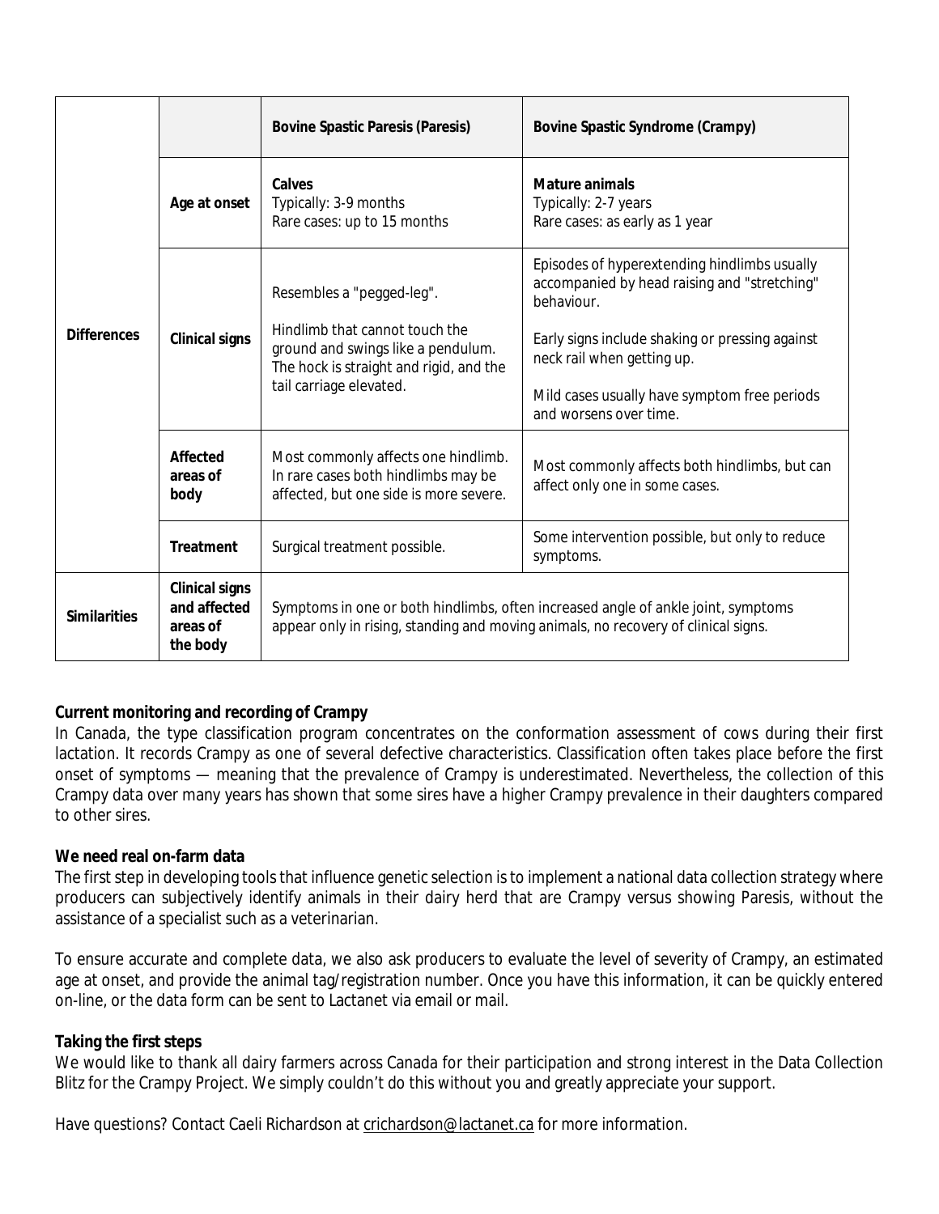| | | Bovine Spastic Paresis (Paresis) | Bovine Spastic Syndrome (Crampy) |
|---|---|---|---|
| Differences | Age at onset | **Calves**<br>Typically: 3-9 months<br>Rare cases: up to 15 months | **Mature animals**<br>Typically: 2-7 years<br>Rare cases: as early as 1 year |
| | Clinical signs | Resembles a "pegged-leg".<br><br>Hindlimb that cannot touch the ground and swings like a pendulum. The hock is straight and rigid, and the tail carriage elevated. | Episodes of hyperextending hindlimbs usually accompanied by head raising and "stretching" behaviour.<br><br>Early signs include shaking or pressing against neck rail when getting up.<br><br>Mild cases usually have symptom free periods and worsens over time. |
| | Affected areas of body | Most commonly affects one hindlimb. In rare cases both hindlimbs may be affected, but one side is more severe. | Most commonly affects both hindlimbs, but can affect only one in some cases. |
| | Treatment | Surgical treatment possible. | Some intervention possible, but only to reduce symptoms. |
| Similarities | Clinical signs and affected areas of the body | Symptoms in one or both hindlimbs, often increased angle of ankle joint, symptoms appear only in rising, standing and moving animals, no recovery of clinical signs. | |

**Current monitoring and recording of Crampy**

In Canada, the type classification program concentrates on the conformation assessment of cows during their first lactation. It records Crampy as one of several defective characteristics. Classification often takes place before the first onset of symptoms — meaning that the prevalence of Crampy is underestimated. Nevertheless, the collection of this Crampy data over many years has shown that some sires have a higher Crampy prevalence in their daughters compared to other sires.

**We need real on-farm data**

The first step in developing tools that influence genetic selection is to implement a national data collection strategy where producers can subjectively identify animals in their dairy herd that are Crampy versus showing Paresis, without the assistance of a specialist such as a veterinarian.

To ensure accurate and complete data, we also ask producers to evaluate the level of severity of Crampy, an estimated age at onset, and provide the animal tag/registration number. Once you have this information, it can be quickly entered on-line, or the data form can be sent to Lactanet via email or mail.

**Taking the first steps**

We would like to thank all dairy farmers across Canada for their participation and strong interest in the Data Collection Blitz for the Crampy Project. We simply couldn't do this without you and greatly appreciate your support.

Have questions? Contact Caeli Richardson at crichardson@lactanet.ca for more information.